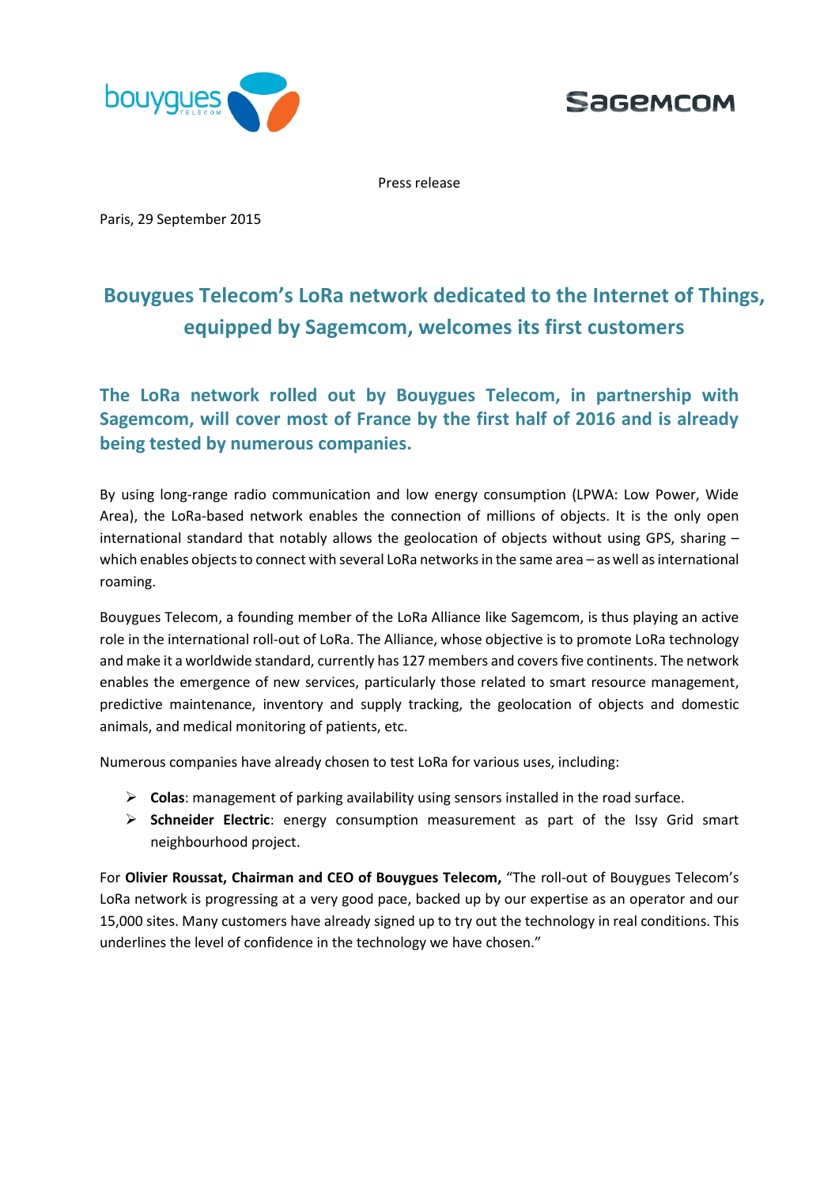Press release

Paris, 29 September 2015

# Bouygues Telecom's LoRa network dedicated to the Internet of Things, equipped by Sagemcom, welcomes its first customers

## The LoRa network rolled out by Bouygues Telecom, in partnership with Sagemcom, will cover most of France by the first half of 2016 and is already being tested by numerous companies.

By using long-range radio communication and low energy consumption (LPWA: Low Power, Wide Area), the LoRa-based network enables the connection of millions of objects. It is the only open international standard that notably allows the geolocation of objects without using GPS, sharing – which enables objects to connect with several LoRa networks in the same area – as well as international roaming.

Bouygues Telecom, a founding member of the LoRa Alliance like Sagemcom, is thus playing an active role in the international roll-out of LoRa. The Alliance, whose objective is to promote LoRa technology and make it a worldwide standard, currently has 127 members and covers five continents. The network enables the emergence of new services, particularly those related to smart resource management, predictive maintenance, inventory and supply tracking, the geolocation of objects and domestic animals, and medical monitoring of patients, etc.

Numerous companies have already chosen to test LoRa for various uses, including:

- **Colas**: management of parking availability using sensors installed in the road surface.
- **Schneider Electric**: energy consumption measurement as part of the Issy Grid smart neighbourhood project.

For **Olivier Roussat, Chairman and CEO of Bouygues Telecom,** "The roll-out of Bouygues Telecom's LoRa network is progressing at a very good pace, backed up by our expertise as an operator and our 15,000 sites. Many customers have already signed up to try out the technology in real conditions. This underlines the level of confidence in the technology we have chosen."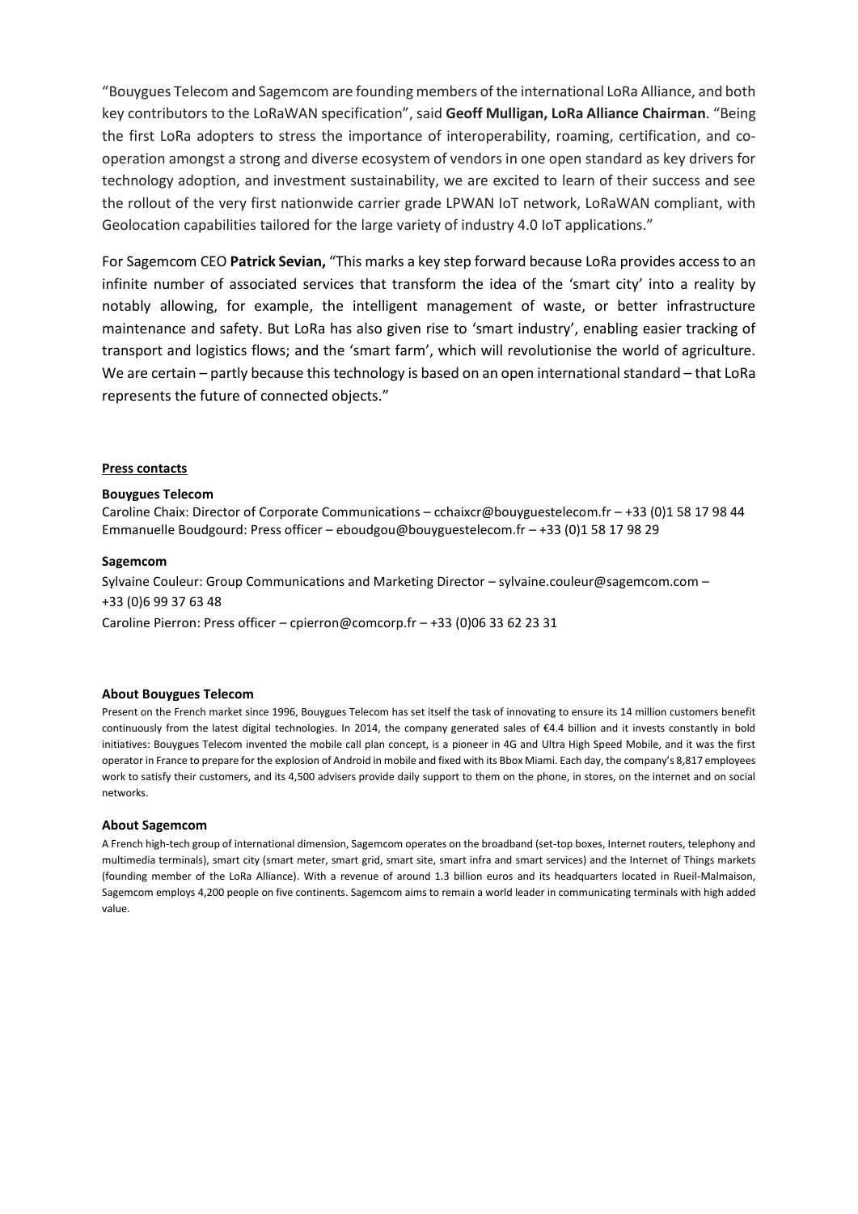"Bouygues Telecom and Sagemcom are founding members of the international LoRa Alliance, and both key contributors to the LoRaWAN specification", said **Geoff Mulligan, LoRa Alliance Chairman**. "Being the first LoRa adopters to stress the importance of interoperability, roaming, certification, and co-operation amongst a strong and diverse ecosystem of vendors in one open standard as key drivers for technology adoption, and investment sustainability, we are excited to learn of their success and see the rollout of the very first nationwide carrier grade LPWAN IoT network, LoRaWAN compliant, with Geolocation capabilities tailored for the large variety of industry 4.0 IoT applications."

For Sagemcom CEO **Patrick Sevian,** "This marks a key step forward because LoRa provides access to an infinite number of associated services that transform the idea of the 'smart city' into a reality by notably allowing, for example, the intelligent management of waste, or better infrastructure maintenance and safety. But LoRa has also given rise to 'smart industry', enabling easier tracking of transport and logistics flows; and the 'smart farm', which will revolutionise the world of agriculture. We are certain – partly because this technology is based on an open international standard – that LoRa represents the future of connected objects."

**Press contacts**

**Bouygues Telecom**

Caroline Chaix: Director of Corporate Communications – cchaixcr@bouyguestelecom.fr – +33 (0)1 58 17 98 44
Emmanuelle Boudgourd: Press officer – eboudgou@bouyguestelecom.fr – +33 (0)1 58 17 98 29

**Sagemcom**

Sylvaine Couleur: Group Communications and Marketing Director – sylvaine.couleur@sagemcom.com – +33 (0)6 99 37 63 48
Caroline Pierron: Press officer – cpierron@comcorp.fr – +33 (0)06 33 62 23 31

**About Bouygues Telecom**

Present on the French market since 1996, Bouygues Telecom has set itself the task of innovating to ensure its 14 million customers benefit continuously from the latest digital technologies. In 2014, the company generated sales of €4.4 billion and it invests constantly in bold initiatives: Bouygues Telecom invented the mobile call plan concept, is a pioneer in 4G and Ultra High Speed Mobile, and it was the first operator in France to prepare for the explosion of Android in mobile and fixed with its Bbox Miami. Each day, the company's 8,817 employees work to satisfy their customers, and its 4,500 advisers provide daily support to them on the phone, in stores, on the internet and on social networks.

**About Sagemcom**

A French high-tech group of international dimension, Sagemcom operates on the broadband (set-top boxes, Internet routers, telephony and multimedia terminals), smart city (smart meter, smart grid, smart site, smart infra and smart services) and the Internet of Things markets (founding member of the LoRa Alliance). With a revenue of around 1.3 billion euros and its headquarters located in Rueil-Malmaison, Sagemcom employs 4,200 people on five continents. Sagemcom aims to remain a world leader in communicating terminals with high added value.